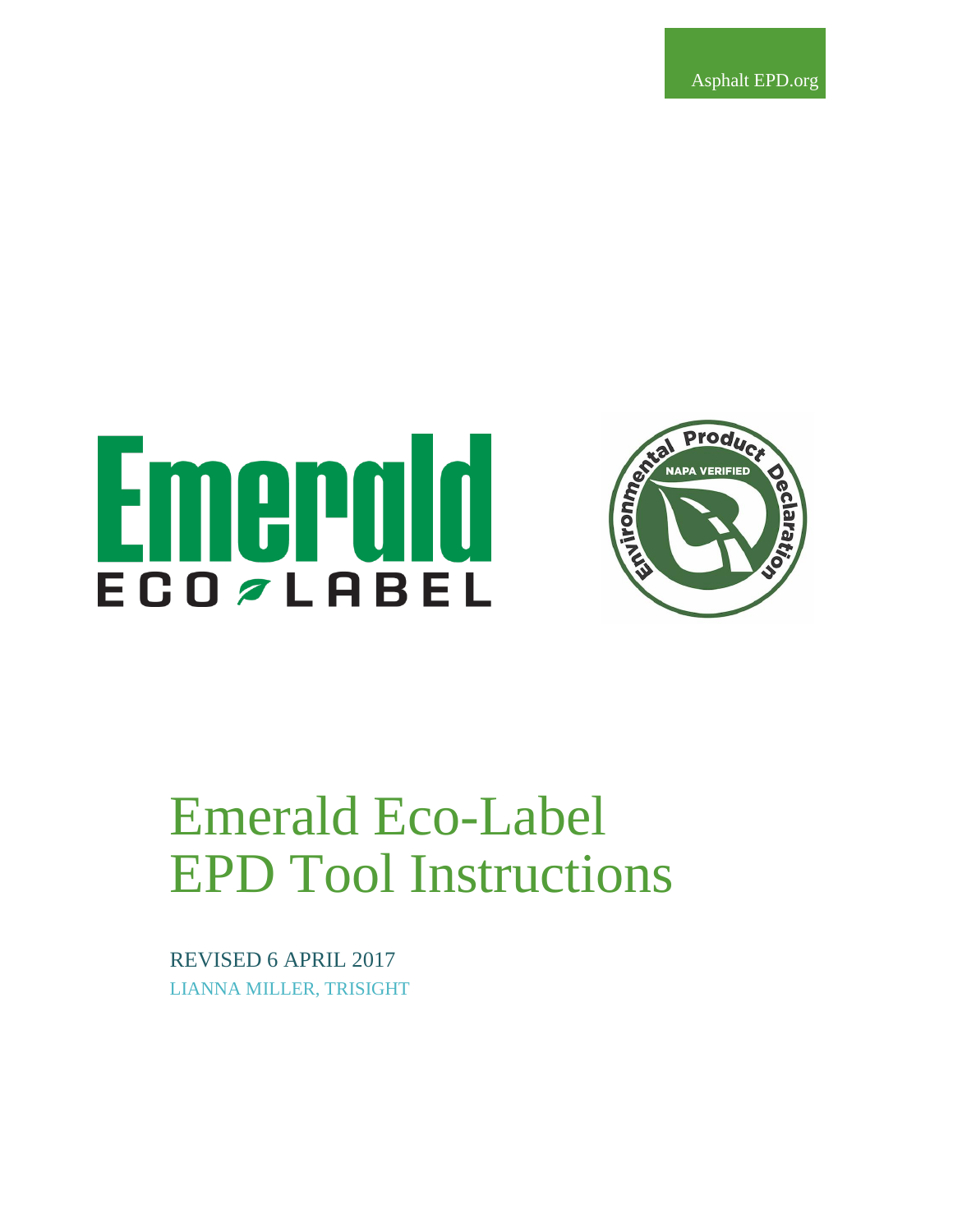Asphalt EPD.org

# Emerald Eco-Label EPD Tool Instructions

REVISED 6 APRIL 2017

LIANNA MILLER, TRISIGHT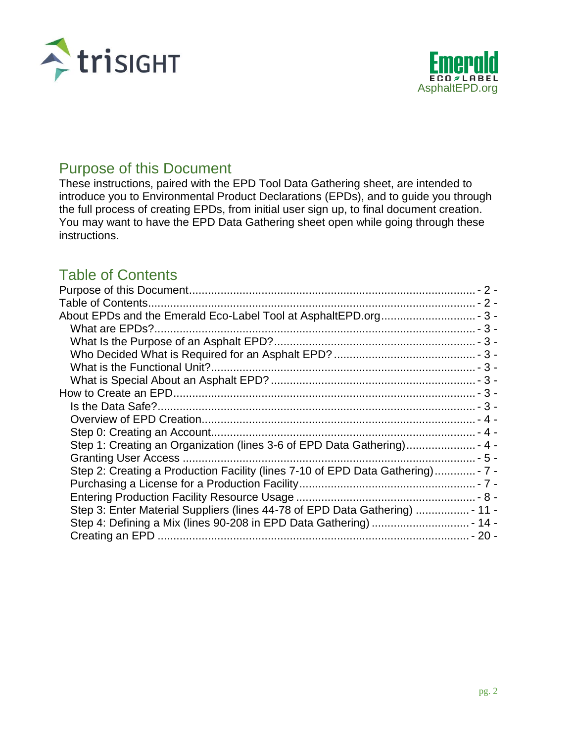trisight

Emerald ECO LABEL AsphaltEPD.org

## Purpose of this Document

These instructions, paired with the EPD Tool Data Gathering sheet, are intended to introduce you to Environmental Product Declarations (EPDs), and to guide you through the full process of creating EPDs, from initial user sign up, to final document creation. You may want to have the EPD Data Gathering sheet open while going through these instructions.

## Table of Contents

- Purpose of this Document - 2 -
- Table of Contents - 2 -
- About EPDs and the Emerald Eco-Label Tool at AsphaltEPD.org - 3 -
  - What are EPDs? - 3 -
  - What Is the Purpose of an Asphalt EPD? - 3 -
  - Who Decided What is Required for an Asphalt EPD? - 3 -
  - What is the Functional Unit? - 3 -
  - What is Special About an Asphalt EPD? - 3 -
- How to Create an EPD - 3 -
  - Is the Data Safe? - 3 -
  - Overview of EPD Creation - 4 -
  - Step 0: Creating an Account - 4 -
  - Step 1: Creating an Organization (lines 3-6 of EPD Data Gathering) - 4 -
  - Granting User Access - 5 -
  - Step 2: Creating a Production Facility (lines 7-10 of EPD Data Gathering) - 7 -
  - Purchasing a License for a Production Facility - 7 -
  - Entering Production Facility Resource Usage - 8 -
  - Step 3: Enter Material Suppliers (lines 44-78 of EPD Data Gathering) - 11 -
  - Step 4: Defining a Mix (lines 90-208 in EPD Data Gathering) - 14 -
  - Creating an EPD - 20 -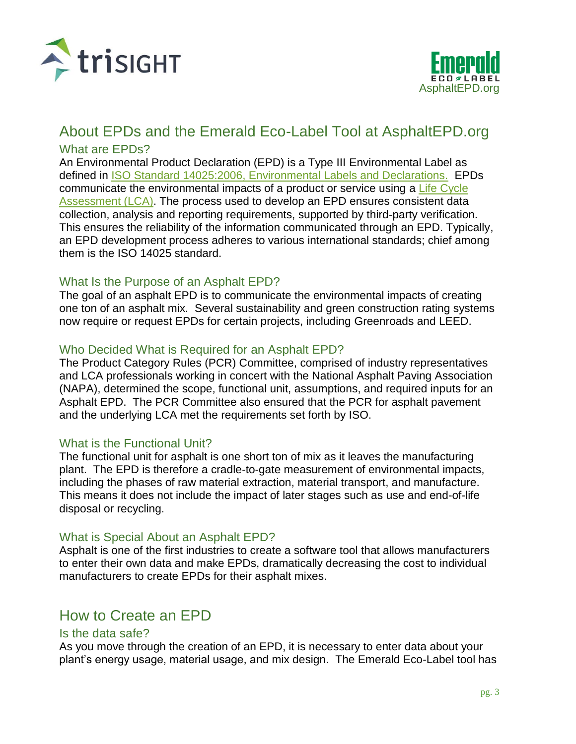# About EPDs and the Emerald Eco-Label Tool at AsphaltEPD.org

## What are EPDs?

An Environmental Product Declaration (EPD) is a Type III Environmental Label as defined in [ISO Standard 14025:2006, Environmental Labels and Declarations.](#) EPDs communicate the environmental impacts of a product or service using a [Life Cycle Assessment (LCA)](#). The process used to develop an EPD ensures consistent data collection, analysis and reporting requirements, supported by third-party verification. This ensures the reliability of the information communicated through an EPD. Typically, an EPD development process adheres to various international standards; chief among them is the ISO 14025 standard.

## What Is the Purpose of an Asphalt EPD?

The goal of an asphalt EPD is to communicate the environmental impacts of creating one ton of an asphalt mix. Several sustainability and green construction rating systems now require or request EPDs for certain projects, including Greenroads and LEED.

## Who Decided What is Required for an Asphalt EPD?

The Product Category Rules (PCR) Committee, comprised of industry representatives and LCA professionals working in concert with the National Asphalt Paving Association (NAPA), determined the scope, functional unit, assumptions, and required inputs for an Asphalt EPD. The PCR Committee also ensured that the PCR for asphalt pavement and the underlying LCA met the requirements set forth by ISO.

## What is the Functional Unit?

The functional unit for asphalt is one short ton of mix as it leaves the manufacturing plant. The EPD is therefore a cradle-to-gate measurement of environmental impacts, including the phases of raw material extraction, material transport, and manufacture. This means it does not include the impact of later stages such as use and end-of-life disposal or recycling.

## What is Special About an Asphalt EPD?

Asphalt is one of the first industries to create a software tool that allows manufacturers to enter their own data and make EPDs, dramatically decreasing the cost to individual manufacturers to create EPDs for their asphalt mixes.

# How to Create an EPD

## Is the data safe?

As you move through the creation of an EPD, it is necessary to enter data about your plant's energy usage, material usage, and mix design. The Emerald Eco-Label tool has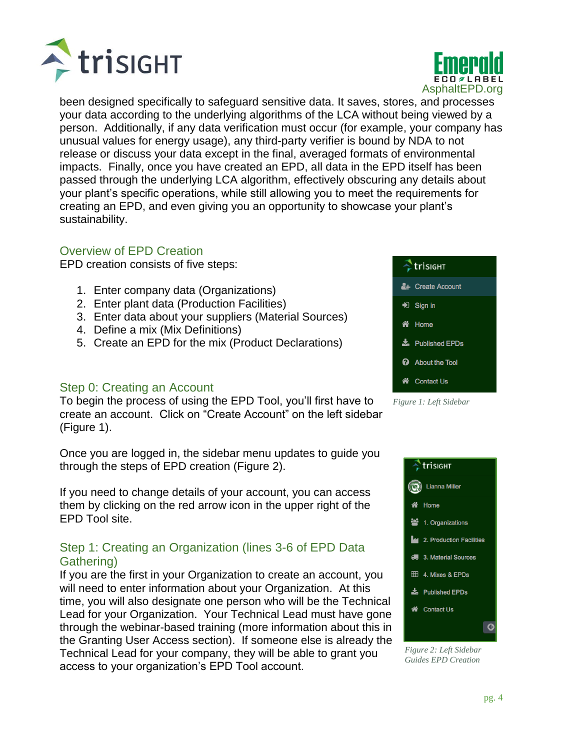been designed specifically to safeguard sensitive data. It saves, stores, and processes your data according to the underlying algorithms of the LCA without being viewed by a person. Additionally, if any data verification must occur (for example, your company has unusual values for energy usage), any third-party verifier is bound by NDA to not release or discuss your data except in the final, averaged formats of environmental impacts. Finally, once you have created an EPD, all data in the EPD itself has been passed through the underlying LCA algorithm, effectively obscuring any details about your plant's specific operations, while still allowing you to meet the requirements for creating an EPD, and even giving you an opportunity to showcase your plant's sustainability.

## Overview of EPD Creation

EPD creation consists of five steps:

1. Enter company data (Organizations)
2. Enter plant data (Production Facilities)
3. Enter data about your suppliers (Material Sources)
4. Define a mix (Mix Definitions)
5. Create an EPD for the mix (Product Declarations)

## Step 0: Creating an Account

To begin the process of using the EPD Tool, you'll first have to create an account. Click on "Create Account" on the left sidebar (Figure 1).

*Figure 1: Left Sidebar*

Once you are logged in, the sidebar menu updates to guide you through the steps of EPD creation (Figure 2).

If you need to change details of your account, you can access them by clicking on the red arrow icon in the upper right of the EPD Tool site.

## Step 1: Creating an Organization (lines 3-6 of EPD Data Gathering)

If you are the first in your Organization to create an account, you will need to enter information about your Organization. At this time, you will also designate one person who will be the Technical Lead for your Organization. Your Technical Lead must have gone through the webinar-based training (more information about this in the Granting User Access section). If someone else is already the Technical Lead for your company, they will be able to grant you access to your organization's EPD Tool account.

*Figure 2: Left Sidebar Guides EPD Creation*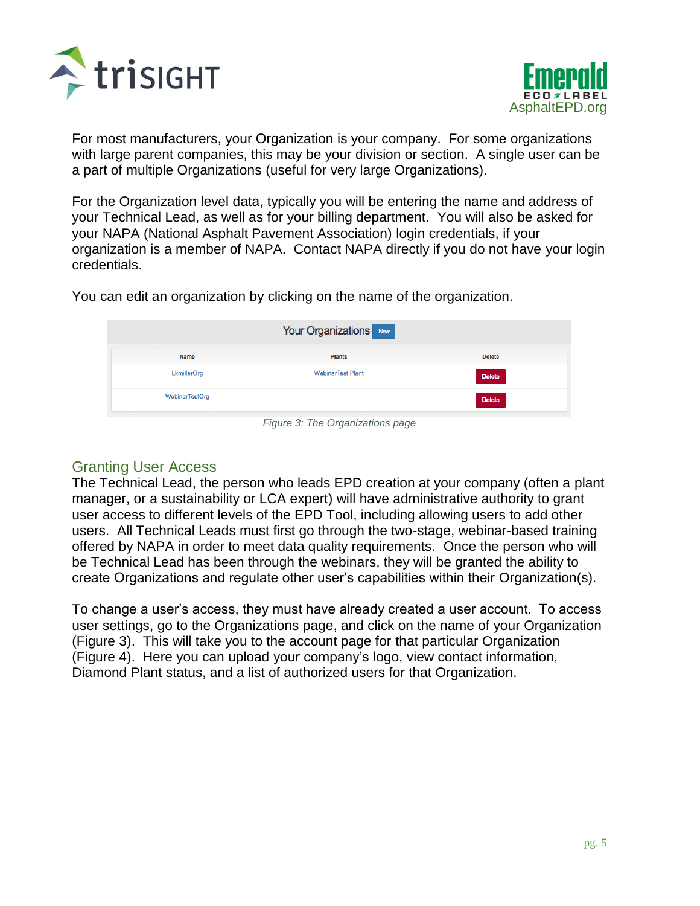For most manufacturers, your Organization is your company. For some organizations with large parent companies, this may be your division or section. A single user can be a part of multiple Organizations (useful for very large Organizations).

For the Organization level data, typically you will be entering the name and address of your Technical Lead, as well as for your billing department. You will also be asked for your NAPA (National Asphalt Pavement Association) login credentials, if your organization is a member of NAPA. Contact NAPA directly if you do not have your login credentials.

You can edit an organization by clicking on the name of the organization.

Your Organizations New

| Name | Plants | Delete |
|---|---|---|
| LkmillerOrg | WebinarTest Plant | Delete |
| WebinarTestOrg | | Delete |

*Figure 3: The Organizations page*

## Granting User Access

The Technical Lead, the person who leads EPD creation at your company (often a plant manager, or a sustainability or LCA expert) will have administrative authority to grant user access to different levels of the EPD Tool, including allowing users to add other users. All Technical Leads must first go through the two-stage, webinar-based training offered by NAPA in order to meet data quality requirements. Once the person who will be Technical Lead has been through the webinars, they will be granted the ability to create Organizations and regulate other user's capabilities within their Organization(s).

To change a user's access, they must have already created a user account. To access user settings, go to the Organizations page, and click on the name of your Organization (Figure 3). This will take you to the account page for that particular Organization (Figure 4). Here you can upload your company's logo, view contact information, Diamond Plant status, and a list of authorized users for that Organization.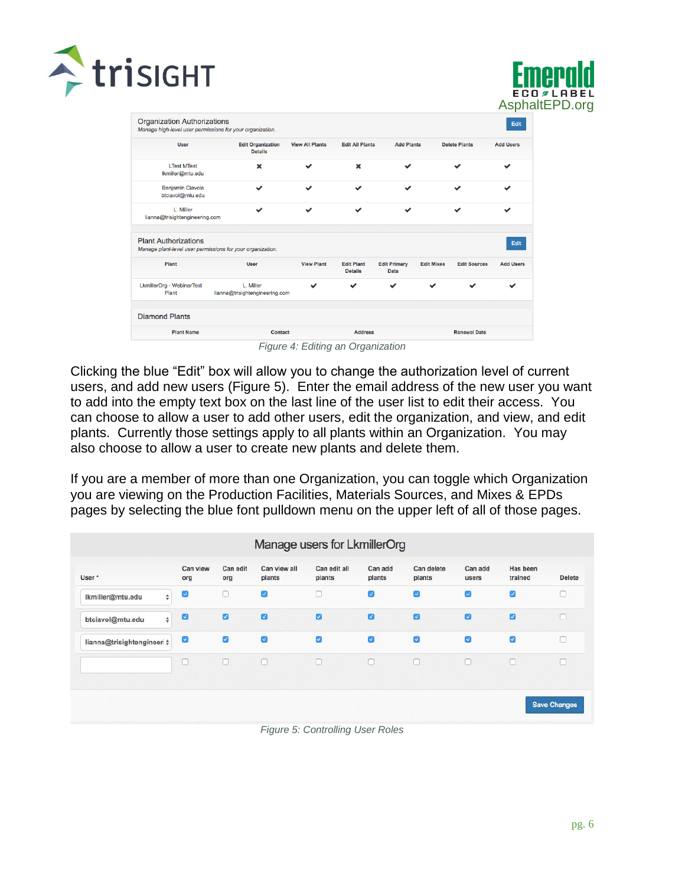### Organization Authorizations

*Manage high-level user permissions for your organization.*

Edit

| User | Edit Organization Details | View All Plants | Edit All Plants | Add Plants | Delete Plants | Add Users |
|---|---|---|---|---|---|---|
| LTest MTest lkmiller@mtu.edu | ✖ | ✔ | ✖ | ✔ | ✔ | ✔ |
| Benjamin Ciavola btciavol@mtu.edu | ✔ | ✔ | ✔ | ✔ | ✔ | ✔ |
| L. Miller lianna@trisightengineering.com | ✔ | ✔ | ✔ | ✔ | ✔ | ✔ |

### Plant Authorizations

*Manage plant-level user permissions for your organization.*

Edit

| Plant | User | View Plant | Edit Plant Details | Edit Primary Data | Edit Mixes | Edit Sources | Add Users |
|---|---|---|---|---|---|---|---|
| LkmillerOrg - WebinarTest Plant | L. Miller lianna@trisightengineering.com | ✔ | ✔ | ✔ | ✔ | ✔ | ✔ |

### Diamond Plants

| Plant Name | Contact | Address | Renewal Date |
|---|---|---|---|

*Figure 4: Editing an Organization*

Clicking the blue "Edit" box will allow you to change the authorization level of current users, and add new users (Figure 5). Enter the email address of the new user you want to add into the empty text box on the last line of the user list to edit their access. You can choose to allow a user to add other users, edit the organization, and view, and edit plants. Currently those settings apply to all plants within an Organization. You may also choose to allow a user to create new plants and delete them.

If you are a member of more than one Organization, you can toggle which Organization you are viewing on the Production Facilities, Materials Sources, and Mixes & EPDs pages by selecting the blue font pulldown menu on the upper left of all of those pages.

### Manage users for LkmillerOrg

| User * | Can view org | Can edit org | Can view all plants | Can edit all plants | Can add plants | Can delete plants | Can add users | Has been trained | Delete |
|---|---|---|---|---|---|---|---|---|---|
| lkmiller@mtu.edu | ☑ | ☐ | ☑ | ☐ | ☑ | ☑ | ☑ | ☑ | ☐ |
| btciavol@mtu.edu | ☑ | ☑ | ☑ | ☑ | ☑ | ☑ | ☑ | ☑ | ☐ |
| lianna@trisightengineeri | ☑ | ☑ | ☑ | ☑ | ☑ | ☑ | ☑ | ☑ | ☐ |
| | ☐ | ☐ | ☐ | ☐ | ☐ | ☐ | ☐ | ☐ | ☐ |

Save Changes

*Figure 5: Controlling User Roles*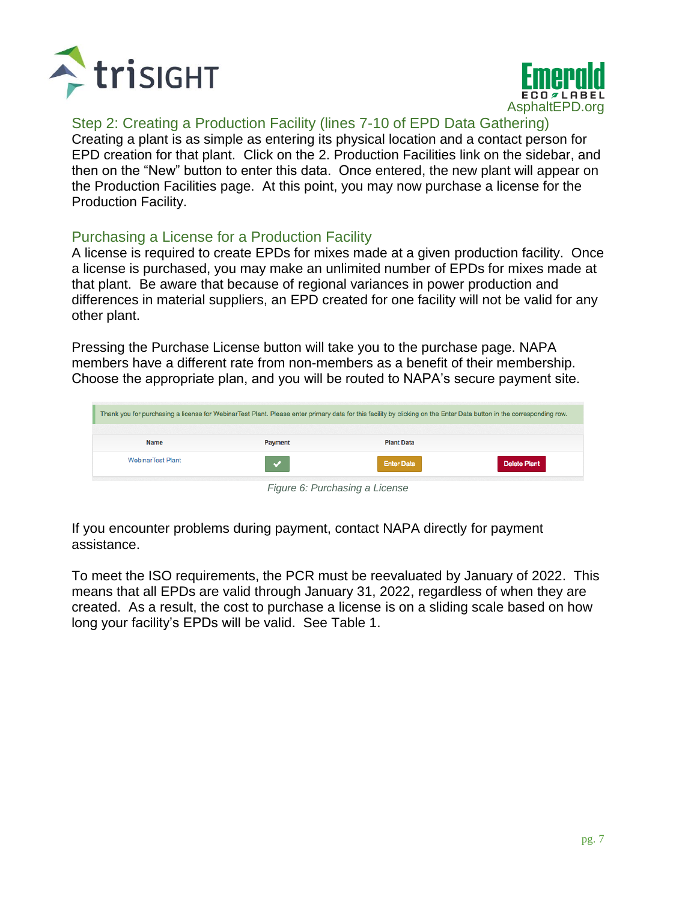## Step 2: Creating a Production Facility (lines 7-10 of EPD Data Gathering)

Creating a plant is as simple as entering its physical location and a contact person for EPD creation for that plant. Click on the 2. Production Facilities link on the sidebar, and then on the "New" button to enter this data. Once entered, the new plant will appear on the Production Facilities page. At this point, you may now purchase a license for the Production Facility.

## Purchasing a License for a Production Facility

A license is required to create EPDs for mixes made at a given production facility. Once a license is purchased, you may make an unlimited number of EPDs for mixes made at that plant. Be aware that because of regional variances in power production and differences in material suppliers, an EPD created for one facility will not be valid for any other plant.

Pressing the Purchase License button will take you to the purchase page. NAPA members have a different rate from non-members as a benefit of their membership. Choose the appropriate plan, and you will be routed to NAPA's secure payment site.

Thank you for purchasing a license for WebinarTest Plant. Please enter primary data for this facility by clicking on the Enter Data button in the corresponding row.

| Name | Payment | Plant Data | |
|---|---|---|---|
| WebinarTest Plant | ✔ | Enter Data | Delete Plant |

*Figure 6: Purchasing a License*

If you encounter problems during payment, contact NAPA directly for payment assistance.

To meet the ISO requirements, the PCR must be reevaluated by January of 2022. This means that all EPDs are valid through January 31, 2022, regardless of when they are created. As a result, the cost to purchase a license is on a sliding scale based on how long your facility's EPDs will be valid. See Table 1.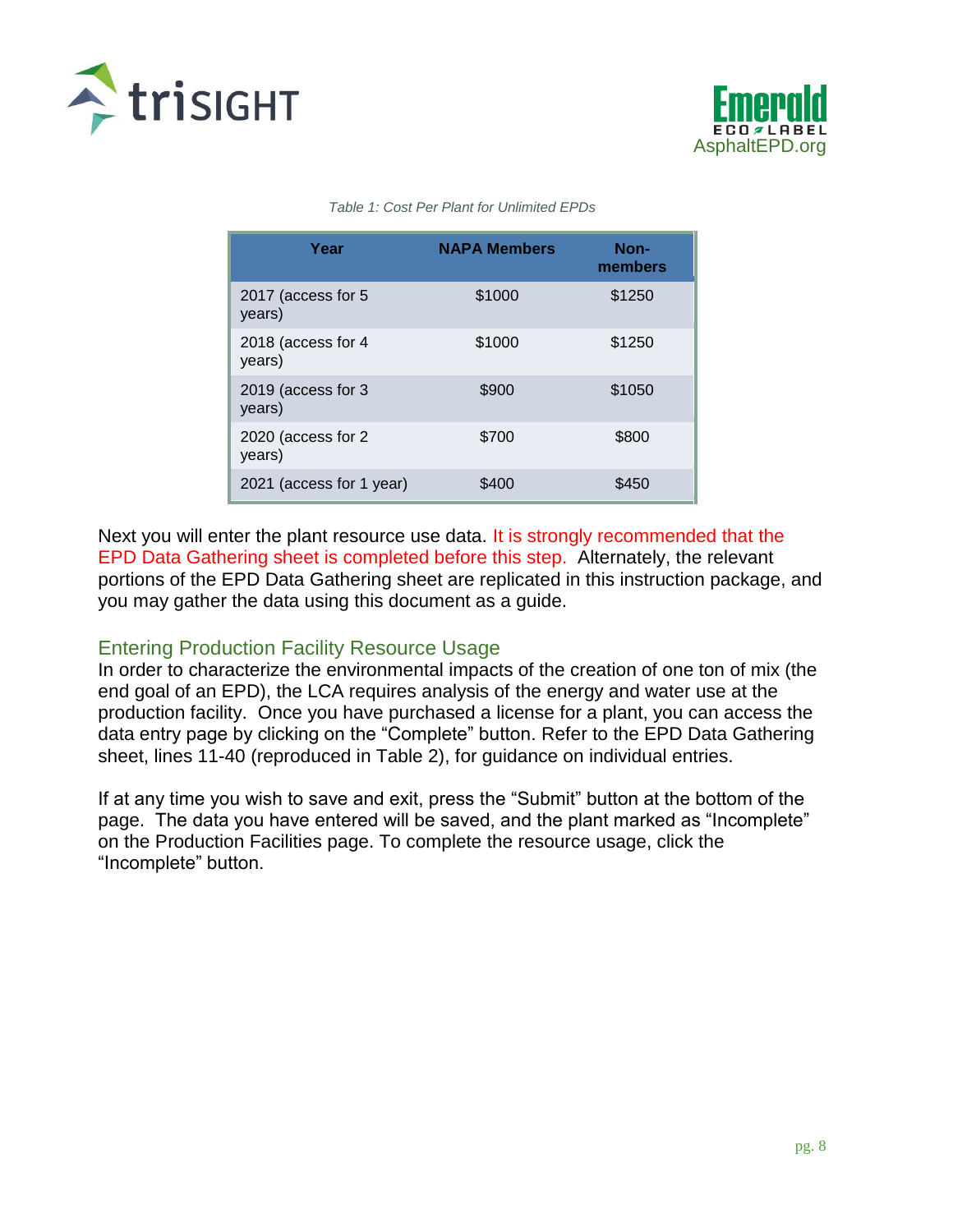*Table 1: Cost Per Plant for Unlimited EPDs*

| Year | NAPA Members | Non-members |
|---|---|---|
| 2017 (access for 5 years) | $1000 | $1250 |
| 2018 (access for 4 years) | $1000 | $1250 |
| 2019 (access for 3 years) | $900 | $1050 |
| 2020 (access for 2 years) | $700 | $800 |
| 2021 (access for 1 year) | $400 | $450 |

Next you will enter the plant resource use data. It is strongly recommended that the EPD Data Gathering sheet is completed before this step. Alternately, the relevant portions of the EPD Data Gathering sheet are replicated in this instruction package, and you may gather the data using this document as a guide.

## Entering Production Facility Resource Usage

In order to characterize the environmental impacts of the creation of one ton of mix (the end goal of an EPD), the LCA requires analysis of the energy and water use at the production facility. Once you have purchased a license for a plant, you can access the data entry page by clicking on the "Complete" button. Refer to the EPD Data Gathering sheet, lines 11-40 (reproduced in Table 2), for guidance on individual entries.

If at any time you wish to save and exit, press the "Submit" button at the bottom of the page. The data you have entered will be saved, and the plant marked as "Incomplete" on the Production Facilities page. To complete the resource usage, click the "Incomplete" button.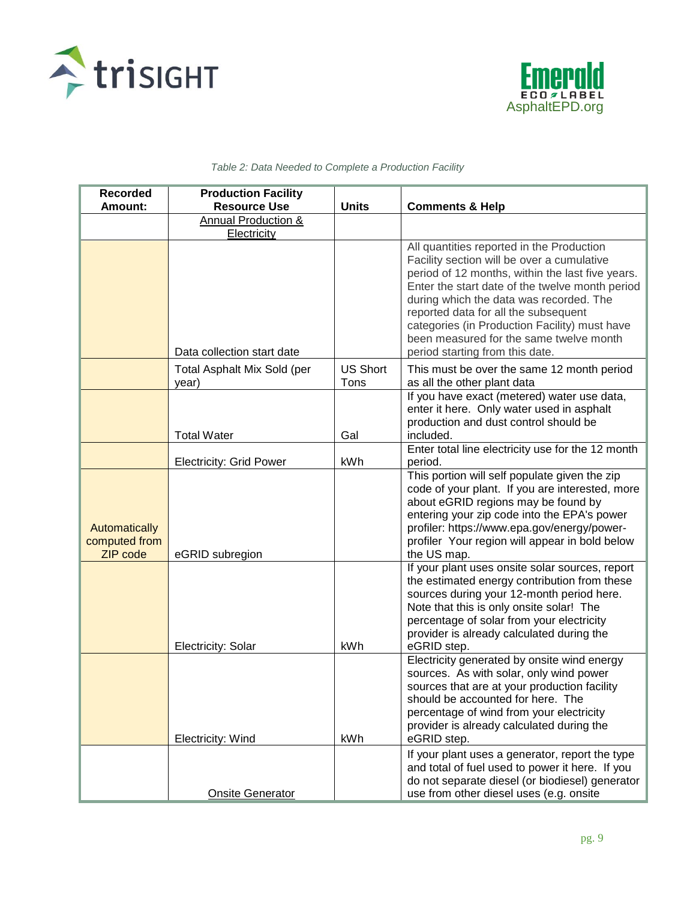*Table 2: Data Needed to Complete a Production Facility*

| Recorded Amount: | Production Facility Resource Use | Units | Comments & Help |
|---|---|---|---|
| | Annual Production & Electricity | | |
| | Data collection start date | | All quantities reported in the Production Facility section will be over a cumulative period of 12 months, within the last five years. Enter the start date of the twelve month period during which the data was recorded. The reported data for all the subsequent categories (in Production Facility) must have been measured for the same twelve month period starting from this date. |
| | Total Asphalt Mix Sold (per year) | US Short Tons | This must be over the same 12 month period as all the other plant data |
| | Total Water | Gal | If you have exact (metered) water use data, enter it here. Only water used in asphalt production and dust control should be included. |
| | Electricity: Grid Power | kWh | Enter total line electricity use for the 12 month period. |
| Automatically computed from ZIP code | eGRID subregion | | This portion will self populate given the zip code of your plant. If you are interested, more about eGRID regions may be found by entering your zip code into the EPA's power profiler: https://www.epa.gov/energy/power-profiler Your region will appear in bold below the US map. |
| | Electricity: Solar | kWh | If your plant uses onsite solar sources, report the estimated energy contribution from these sources during your 12-month period here. Note that this is only onsite solar! The percentage of solar from your electricity provider is already calculated during the eGRID step. |
| | Electricity: Wind | kWh | Electricity generated by onsite wind energy sources. As with solar, only wind power sources that are at your production facility should be accounted for here. The percentage of wind from your electricity provider is already calculated during the eGRID step. |
| | Onsite Generator | | If your plant uses a generator, report the type and total of fuel used to power it here. If you do not separate diesel (or biodiesel) generator use from other diesel uses (e.g. onsite |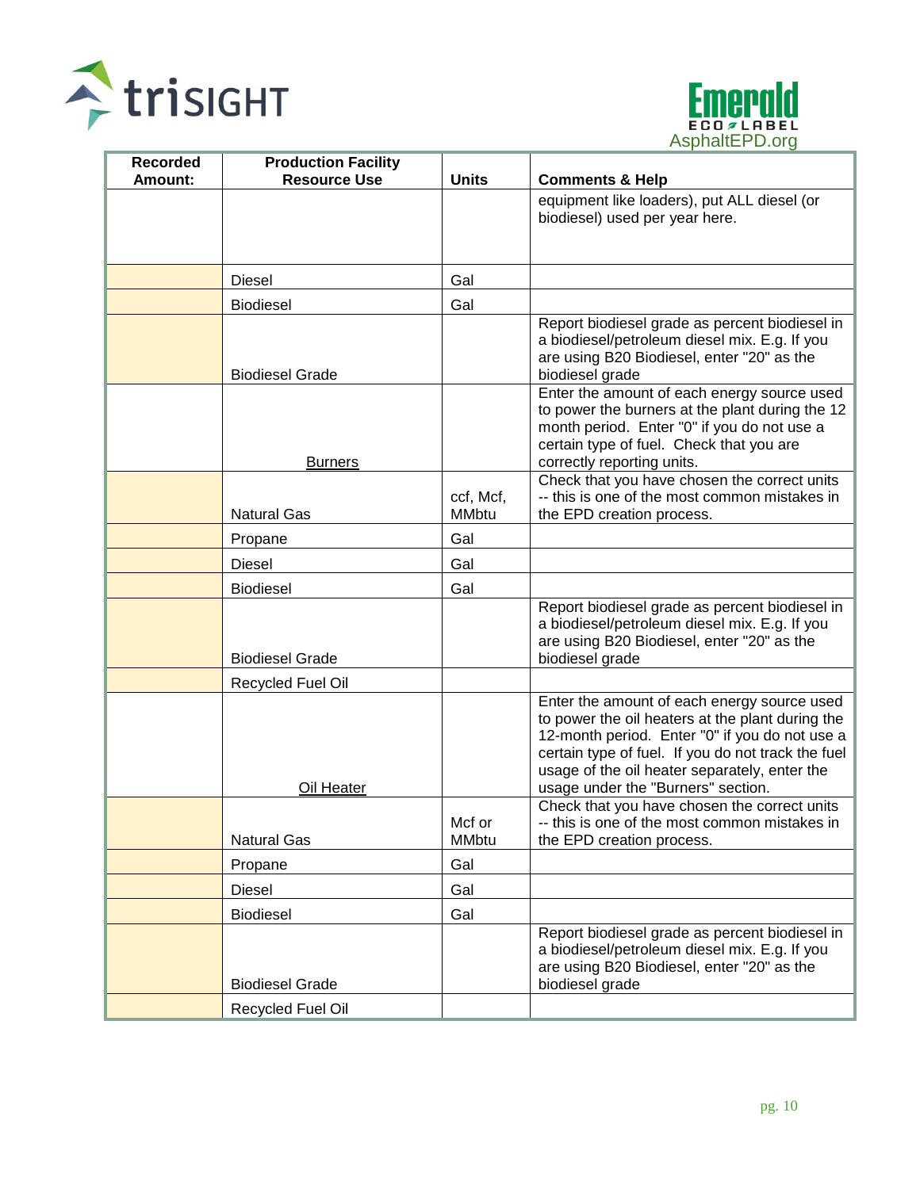| Recorded Amount: | Production Facility Resource Use | Units | Comments & Help |
|---|---|---|---|
| | | | equipment like loaders), put ALL diesel (or biodiesel) used per year here. |
| | Diesel | Gal | |
| | Biodiesel | Gal | |
| | Biodiesel Grade | | Report biodiesel grade as percent biodiesel in a biodiesel/petroleum diesel mix. E.g. If you are using B20 Biodiesel, enter "20" as the biodiesel grade |
| | Burners | | Enter the amount of each energy source used to power the burners at the plant during the 12 month period. Enter "0" if you do not use a certain type of fuel. Check that you are correctly reporting units. |
| | Natural Gas | ccf, Mcf, MMbtu | Check that you have chosen the correct units -- this is one of the most common mistakes in the EPD creation process. |
| | Propane | Gal | |
| | Diesel | Gal | |
| | Biodiesel | Gal | |
| | Biodiesel Grade | | Report biodiesel grade as percent biodiesel in a biodiesel/petroleum diesel mix. E.g. If you are using B20 Biodiesel, enter "20" as the biodiesel grade |
| | Recycled Fuel Oil | | |
| | Oil Heater | | Enter the amount of each energy source used to power the oil heaters at the plant during the 12-month period. Enter "0" if you do not use a certain type of fuel. If you do not track the fuel usage of the oil heater separately, enter the usage under the "Burners" section. |
| | Natural Gas | Mcf or MMbtu | Check that you have chosen the correct units -- this is one of the most common mistakes in the EPD creation process. |
| | Propane | Gal | |
| | Diesel | Gal | |
| | Biodiesel | Gal | |
| | Biodiesel Grade | | Report biodiesel grade as percent biodiesel in a biodiesel/petroleum diesel mix. E.g. If you are using B20 Biodiesel, enter "20" as the biodiesel grade |
| | Recycled Fuel Oil | | |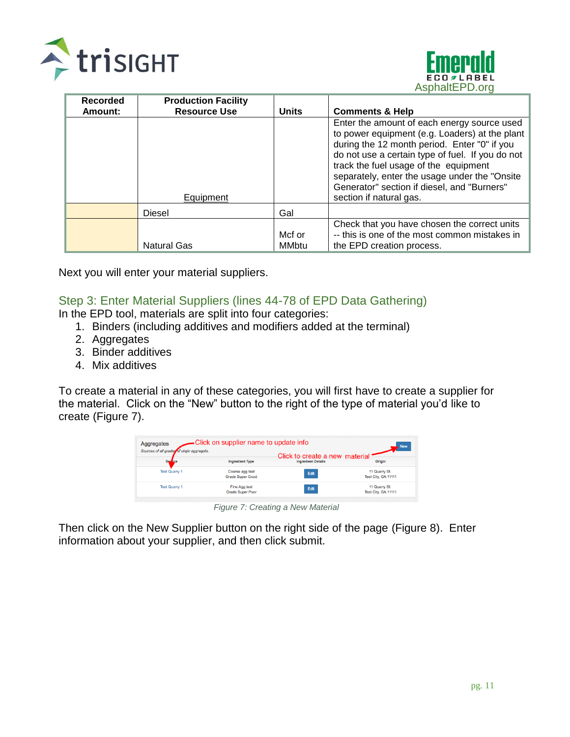| Recorded Amount: | Production Facility Resource Use | Units | Comments & Help |
|---|---|---|---|
| | Equipment | | Enter the amount of each energy source used to power equipment (e.g. Loaders) at the plant during the 12 month period. Enter "0" if you do not use a certain type of fuel. If you do not track the fuel usage of the equipment separately, enter the usage under the "Onsite Generator" section if diesel, and "Burners" section if natural gas. |
| | Diesel | Gal | |
| | Natural Gas | Mcf or MMbtu | Check that you have chosen the correct units -- this is one of the most common mistakes in the EPD creation process. |

Next you will enter your material suppliers.

## Step 3: Enter Material Suppliers (lines 44-78 of EPD Data Gathering)

In the EPD tool, materials are split into four categories:

1. Binders (including additives and modifiers added at the terminal)
2. Aggregates
3. Binder additives
4. Mix additives

To create a material in any of these categories, you will first have to create a supplier for the material. Click on the "New" button to the right of the type of material you'd like to create (Figure 7).

*Figure 7: Creating a New Material*

Then click on the New Supplier button on the right side of the page (Figure 8). Enter information about your supplier, and then click submit.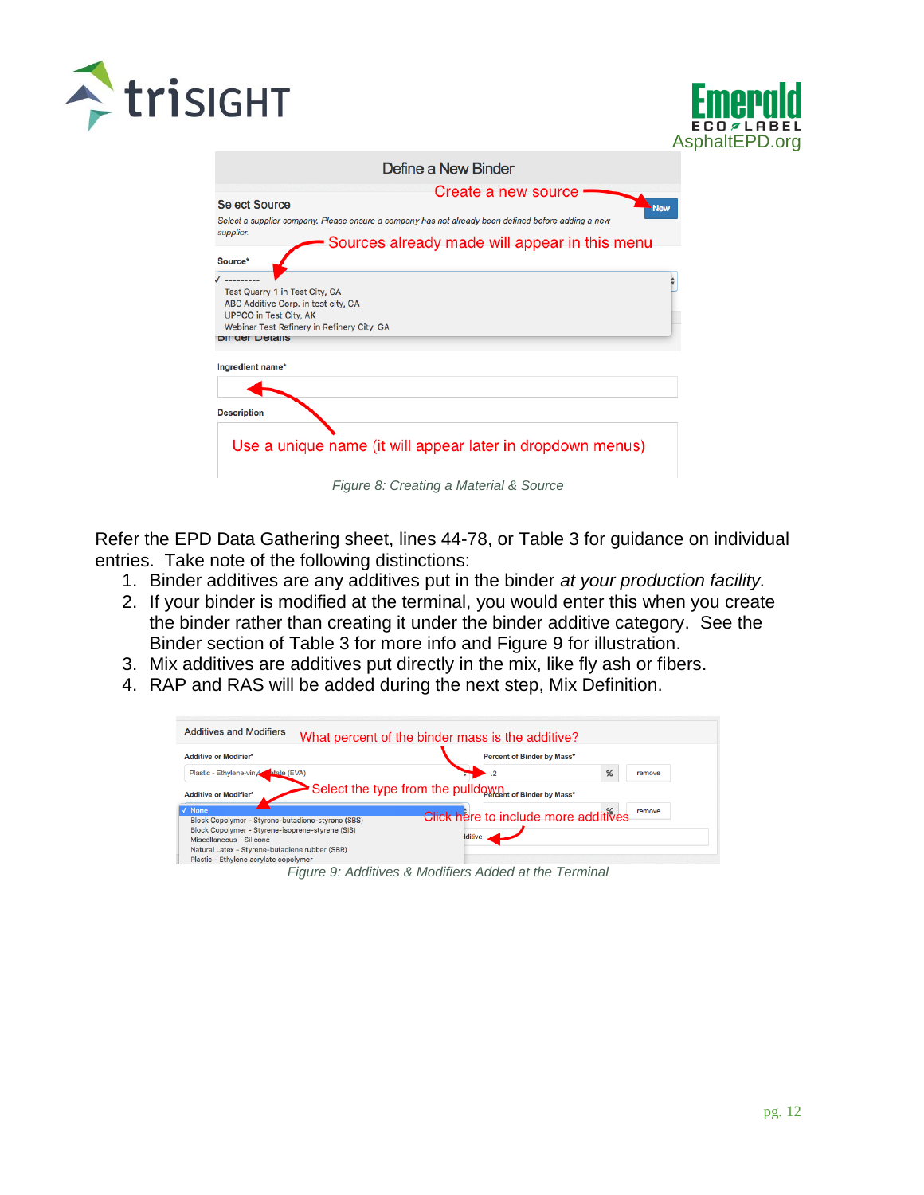Figure 8: Creating a Material & Source

Refer the EPD Data Gathering sheet, lines 44-78, or Table 3 for guidance on individual entries. Take note of the following distinctions:

1. Binder additives are any additives put in the binder *at your production facility.*
2. If your binder is modified at the terminal, you would enter this when you create the binder rather than creating it under the binder additive category. See the Binder section of Table 3 for more info and Figure 9 for illustration.
3. Mix additives are additives put directly in the mix, like fly ash or fibers.
4. RAP and RAS will be added during the next step, Mix Definition.

Figure 9: Additives & Modifiers Added at the Terminal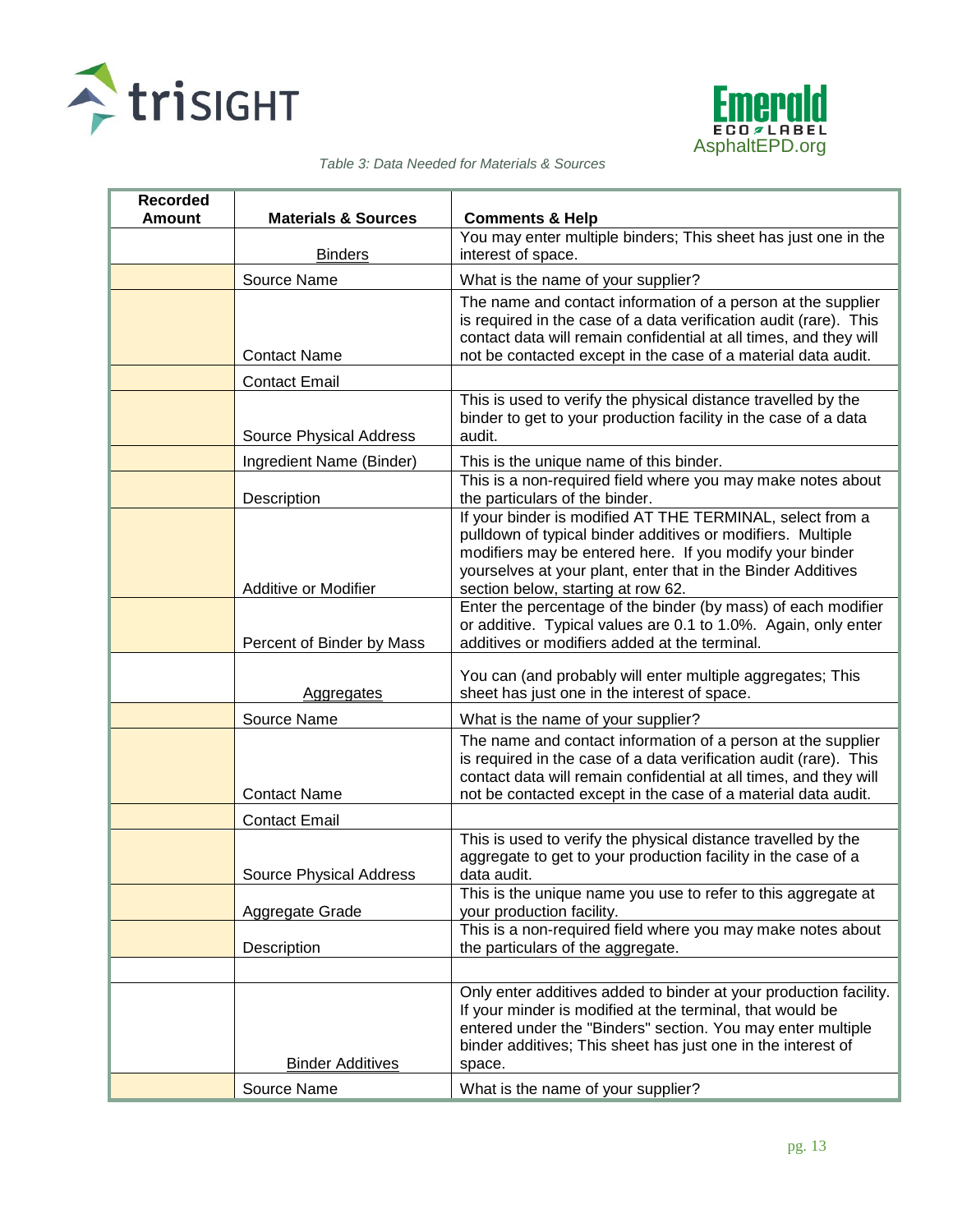*Table 3: Data Needed for Materials & Sources*

| Recorded Amount | Materials & Sources | Comments & Help |
|---|---|---|
| | Binders | You may enter multiple binders; This sheet has just one in the interest of space. |
| | Source Name | What is the name of your supplier? |
| | Contact Name | The name and contact information of a person at the supplier is required in the case of a data verification audit (rare). This contact data will remain confidential at all times, and they will not be contacted except in the case of a material data audit. |
| | Contact Email | |
| | Source Physical Address | This is used to verify the physical distance travelled by the binder to get to your production facility in the case of a data audit. |
| | Ingredient Name (Binder) | This is the unique name of this binder. |
| | Description | This is a non-required field where you may make notes about the particulars of the binder. |
| | Additive or Modifier | If your binder is modified AT THE TERMINAL, select from a pulldown of typical binder additives or modifiers. Multiple modifiers may be entered here. If you modify your binder yourselves at your plant, enter that in the Binder Additives section below, starting at row 62. |
| | Percent of Binder by Mass | Enter the percentage of the binder (by mass) of each modifier or additive. Typical values are 0.1 to 1.0%. Again, only enter additives or modifiers added at the terminal. |
| | Aggregates | You can (and probably will enter multiple aggregates; This sheet has just one in the interest of space. |
| | Source Name | What is the name of your supplier? |
| | Contact Name | The name and contact information of a person at the supplier is required in the case of a data verification audit (rare). This contact data will remain confidential at all times, and they will not be contacted except in the case of a material data audit. |
| | Contact Email | |
| | Source Physical Address | This is used to verify the physical distance travelled by the aggregate to get to your production facility in the case of a data audit. |
| | Aggregate Grade | This is the unique name you use to refer to this aggregate at your production facility. |
| | Description | This is a non-required field where you may make notes about the particulars of the aggregate. |
| | | |
| | Binder Additives | Only enter additives added to binder at your production facility. If your minder is modified at the terminal, that would be entered under the "Binders" section. You may enter multiple binder additives; This sheet has just one in the interest of space. |
| | Source Name | What is the name of your supplier? |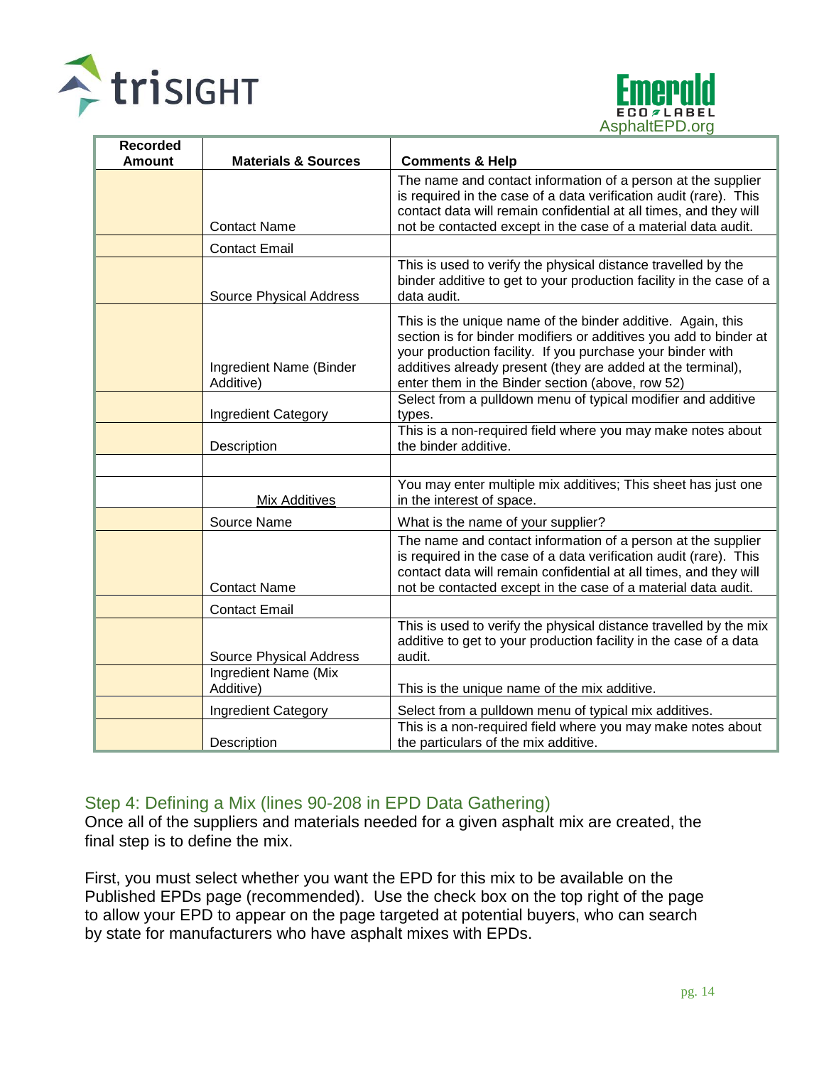| Recorded Amount | Materials & Sources | Comments & Help |
|---|---|---|
| | Contact Name | The name and contact information of a person at the supplier is required in the case of a data verification audit (rare). This contact data will remain confidential at all times, and they will not be contacted except in the case of a material data audit. |
| | Contact Email | |
| | Source Physical Address | This is used to verify the physical distance travelled by the binder additive to get to your production facility in the case of a data audit. |
| | Ingredient Name (Binder Additive) | This is the unique name of the binder additive. Again, this section is for binder modifiers or additives you add to binder at your production facility. If you purchase your binder with additives already present (they are added at the terminal), enter them in the Binder section (above, row 52) |
| | Ingredient Category | Select from a pulldown menu of typical modifier and additive types. |
| | Description | This is a non-required field where you may make notes about the binder additive. |
| | | |
| | Mix Additives | You may enter multiple mix additives; This sheet has just one in the interest of space. |
| | Source Name | What is the name of your supplier? |
| | Contact Name | The name and contact information of a person at the supplier is required in the case of a data verification audit (rare). This contact data will remain confidential at all times, and they will not be contacted except in the case of a material data audit. |
| | Contact Email | |
| | Source Physical Address | This is used to verify the physical distance travelled by the mix additive to get to your production facility in the case of a data audit. |
| | Ingredient Name (Mix Additive) | This is the unique name of the mix additive. |
| | Ingredient Category | Select from a pulldown menu of typical mix additives. |
| | Description | This is a non-required field where you may make notes about the particulars of the mix additive. |

## Step 4: Defining a Mix (lines 90-208 in EPD Data Gathering)

Once all of the suppliers and materials needed for a given asphalt mix are created, the final step is to define the mix.

First, you must select whether you want the EPD for this mix to be available on the Published EPDs page (recommended). Use the check box on the top right of the page to allow your EPD to appear on the page targeted at potential buyers, who can search by state for manufacturers who have asphalt mixes with EPDs.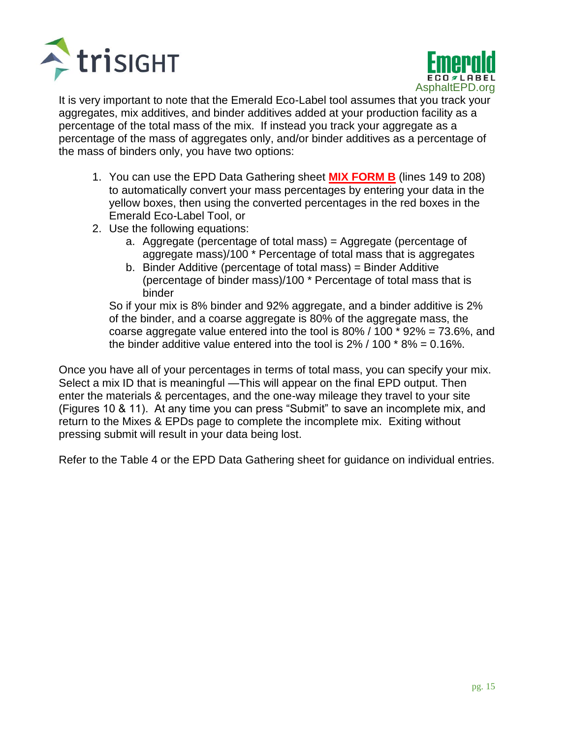It is very important to note that the Emerald Eco-Label tool assumes that you track your aggregates, mix additives, and binder additives added at your production facility as a percentage of the total mass of the mix. If instead you track your aggregate as a percentage of the mass of aggregates only, and/or binder additives as a percentage of the mass of binders only, you have two options:

1. You can use the EPD Data Gathering sheet **MIX FORM B** (lines 149 to 208) to automatically convert your mass percentages by entering your data in the yellow boxes, then using the converted percentages in the red boxes in the Emerald Eco-Label Tool, or
2. Use the following equations:
   a. Aggregate (percentage of total mass) = Aggregate (percentage of aggregate mass)/100 * Percentage of total mass that is aggregates
   b. Binder Additive (percentage of total mass) = Binder Additive (percentage of binder mass)/100 * Percentage of total mass that is binder

   So if your mix is 8% binder and 92% aggregate, and a binder additive is 2% of the binder, and a coarse aggregate is 80% of the aggregate mass, the coarse aggregate value entered into the tool is 80% / 100 * 92% = 73.6%, and the binder additive value entered into the tool is 2% / 100 * 8% = 0.16%.

Once you have all of your percentages in terms of total mass, you can specify your mix. Select a mix ID that is meaningful —This will appear on the final EPD output. Then enter the materials & percentages, and the one-way mileage they travel to your site (Figures 10 & 11). At any time you can press "Submit" to save an incomplete mix, and return to the Mixes & EPDs page to complete the incomplete mix. Exiting without pressing submit will result in your data being lost.

Refer to the Table 4 or the EPD Data Gathering sheet for guidance on individual entries.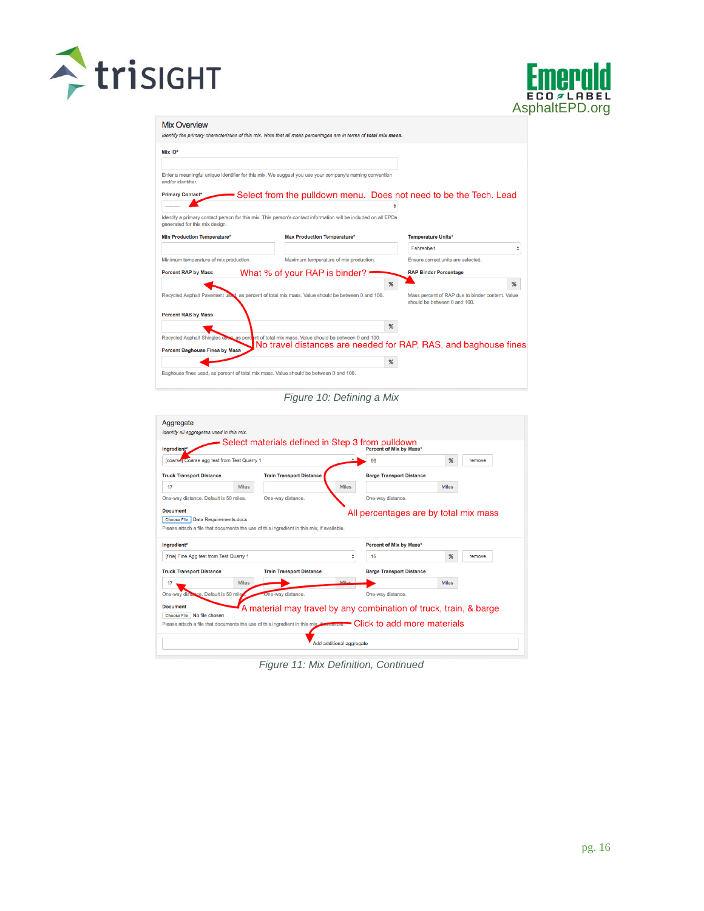**Mix Overview**

*Identify the primary characteristics of this mix. Note that all mass percentages are in terms of* ***total mix mass.***

**Mix ID***

Enter a meaningful unique identifier for this mix. We suggest you use your company's naming convention and/or identifier.

**Primary Contact*** — Select from the pulldown menu. Does not need to be the Tech. Lead

Identify a primary contact person for this mix. This person's contact information will be included on all EPDs generated for this mix design.

**Min Production Temperature*** — Minimum temperature of mix production.

**Max Production Temperature*** — Maximum temperature of mix production.

**Temperature Units*** — Fahrenheit — Ensure correct units are selected.

**Percent RAP by Mass** — % — Recycled Asphalt Pavement used, as percent of total mix mass. Value should be between 0 and 100.

What % of your RAP is binder?

**RAP Binder Percentage** — % — Mass percent of RAP due to binder content. Value should be between 0 and 100.

**Percent RAS by Mass** — % — Recycled Asphalt Shingles used, as percent of total mix mass. Value should be between 0 and 100.

No travel distances are needed for RAP, RAS, and baghouse fines

**Percent Baghouse Fines by Mass** — % — Baghouse fines used, as percent of total mix mass. Value should be between 0 and 100.

*Figure 10: Defining a Mix*

**Aggregate**

*Identify all aggregates used in this mix.*

Select materials defined in Step 3 from pulldown

**Ingredient*** — [coarse] Coarse agg test from Test Quarry 1 — **Percent of Mix by Mass*** — 66 % — remove

**Truck Transport Distance** — 17 Miles — One-way distance. Default is 50 miles.

**Train Transport Distance** — Miles — One-way distance.

**Barge Transport Distance** — Miles — One-way distance.

All percentages are by total mix mass

**Document** — Choose File — Data Requirements.docx — Please attach a file that documents the use of this ingredient in this mix, if available.

**Ingredient*** — [fine] Fine Agg test from Test Quarry 1 — **Percent of Mix by Mass*** — 15 % — remove

**Truck Transport Distance** — 17 Miles — One-way distance. Default is 50 miles.

**Train Transport Distance** — Miles — One-way distance.

**Barge Transport Distance** — Miles — One-way distance.

A material may travel by any combination of truck, train, & barge

**Document** — Choose File — No file chosen — Please attach a file that documents the use of this ingredient in this mix, if available.

Click to add more materials

Add additional aggregate

*Figure 11: Mix Definition, Continued*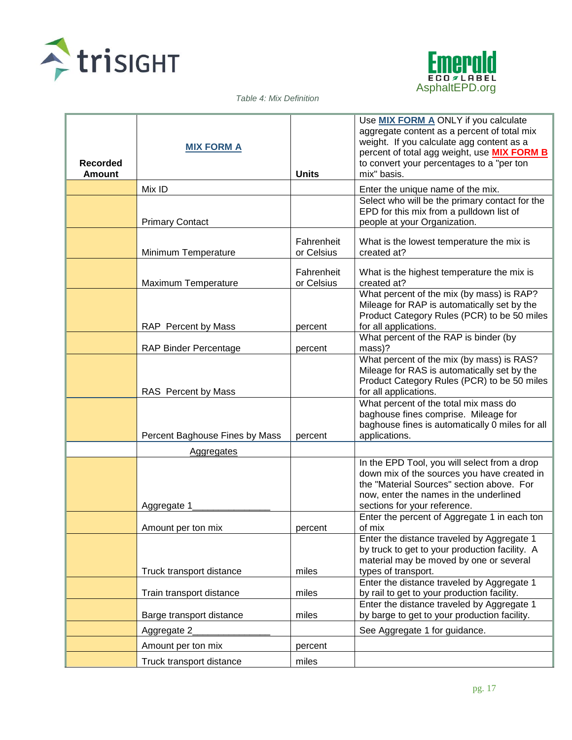*Table 4: Mix Definition*

| Recorded Amount | MIX FORM A | Units | Use **MIX FORM A** ONLY if you calculate aggregate content as a percent of total mix weight. If you calculate agg content as a percent of total agg weight, use **MIX FORM B** to convert your percentages to a "per ton mix" basis. |
|---|---|---|---|
| | Mix ID | | Enter the unique name of the mix. |
| | Primary Contact | | Select who will be the primary contact for the EPD for this mix from a pulldown list of people at your Organization. |
| | Minimum Temperature | Fahrenheit or Celsius | What is the lowest temperature the mix is created at? |
| | Maximum Temperature | Fahrenheit or Celsius | What is the highest temperature the mix is created at? |
| | RAP Percent by Mass | percent | What percent of the mix (by mass) is RAP? Mileage for RAP is automatically set by the Product Category Rules (PCR) to be 50 miles for all applications. |
| | RAP Binder Percentage | percent | What percent of the RAP is binder (by mass)? |
| | RAS Percent by Mass | | What percent of the mix (by mass) is RAS? Mileage for RAS is automatically set by the Product Category Rules (PCR) to be 50 miles for all applications. |
| | Percent Baghouse Fines by Mass | percent | What percent of the total mix mass do baghouse fines comprise. Mileage for baghouse fines is automatically 0 miles for all applications. |
| | Aggregates | | |
| | Aggregate 1_______________ | | In the EPD Tool, you will select from a drop down mix of the sources you have created in the "Material Sources" section above. For now, enter the names in the underlined sections for your reference. |
| | Amount per ton mix | percent | Enter the percent of Aggregate 1 in each ton of mix |
| | Truck transport distance | miles | Enter the distance traveled by Aggregate 1 by truck to get to your production facility. A material may be moved by one or several types of transport. |
| | Train transport distance | miles | Enter the distance traveled by Aggregate 1 by rail to get to your production facility. |
| | Barge transport distance | miles | Enter the distance traveled by Aggregate 1 by barge to get to your production facility. |
| | Aggregate 2_______________ | | See Aggregate 1 for guidance. |
| | Amount per ton mix | percent | |
| | Truck transport distance | miles | |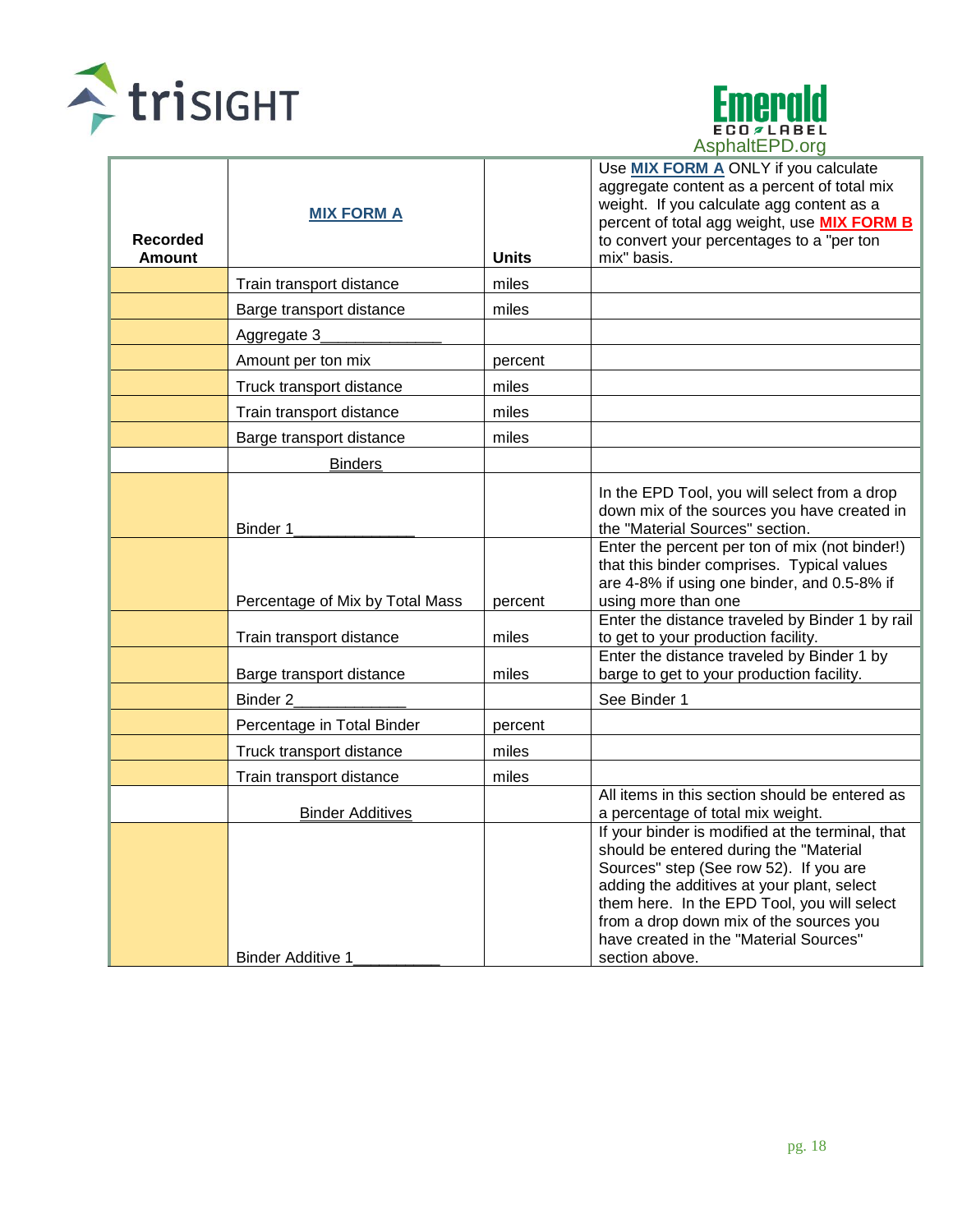| Recorded Amount | MIX FORM A | Units | Use MIX FORM A ONLY if you calculate aggregate content as a percent of total mix weight. If you calculate agg content as a percent of total agg weight, use MIX FORM B to convert your percentages to a "per ton mix" basis. |
|---|---|---|---|
| | Train transport distance | miles | |
| | Barge transport distance | miles | |
| | Aggregate 3______________ | | |
| | Amount per ton mix | percent | |
| | Truck transport distance | miles | |
| | Train transport distance | miles | |
| | Barge transport distance | miles | |
| | Binders | | |
| | Binder 1______________ | | In the EPD Tool, you will select from a drop down mix of the sources you have created in the "Material Sources" section. |
| | Percentage of Mix by Total Mass | percent | Enter the percent per ton of mix (not binder!) that this binder comprises. Typical values are 4-8% if using one binder, and 0.5-8% if using more than one |
| | Train transport distance | miles | Enter the distance traveled by Binder 1 by rail to get to your production facility. |
| | Barge transport distance | miles | Enter the distance traveled by Binder 1 by barge to get to your production facility. |
| | Binder 2______________ | | See Binder 1 |
| | Percentage in Total Binder | percent | |
| | Truck transport distance | miles | |
| | Train transport distance | miles | |
| | Binder Additives | | All items in this section should be entered as a percentage of total mix weight. |
| | Binder Additive 1__________ | | If your binder is modified at the terminal, that should be entered during the "Material Sources" step (See row 52). If you are adding the additives at your plant, select them here. In the EPD Tool, you will select from a drop down mix of the sources you have created in the "Material Sources" section above. |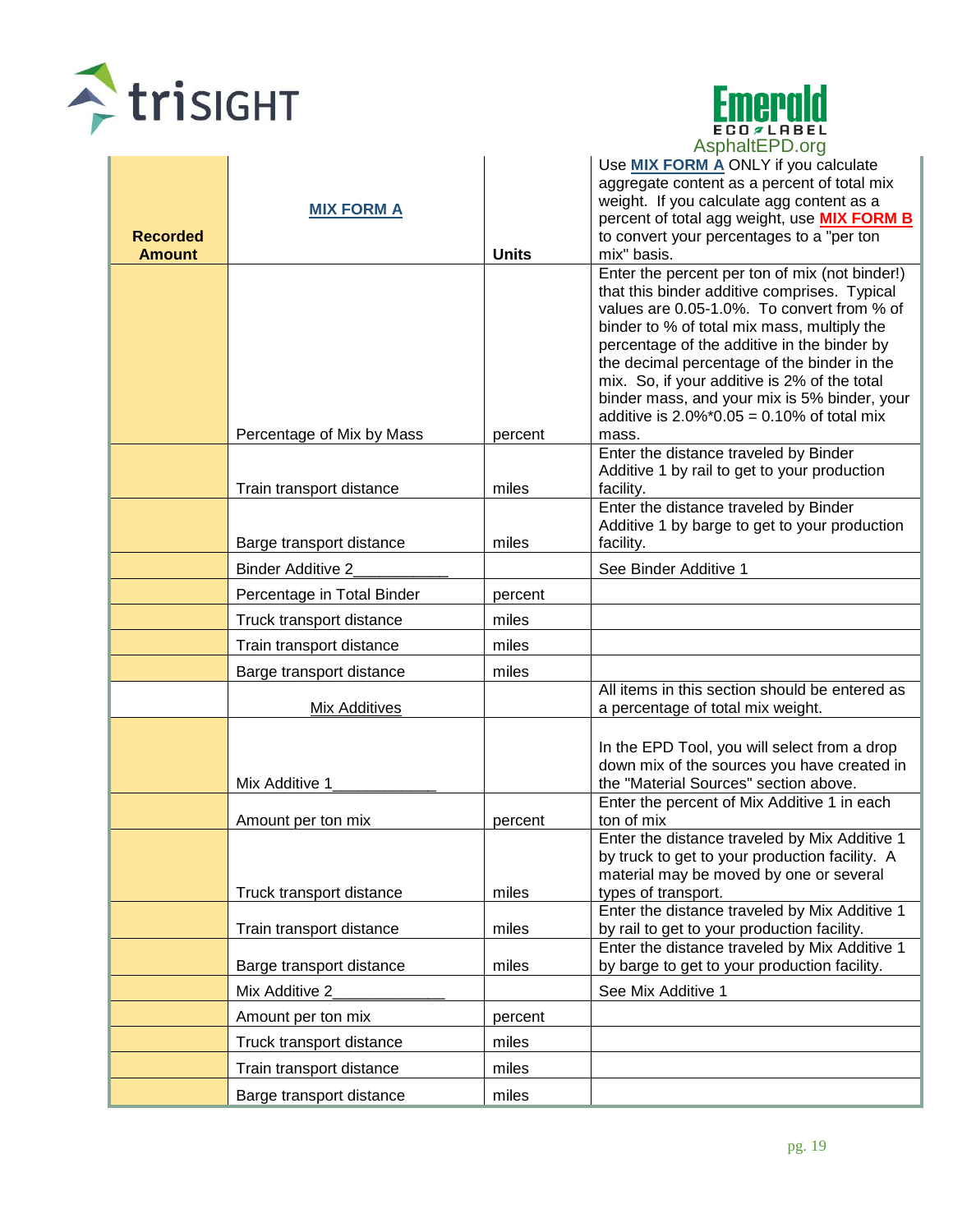| Recorded Amount | MIX FORM A | Units | Use MIX FORM A ONLY if you calculate aggregate content as a percent of total mix weight. If you calculate agg content as a percent of total agg weight, use MIX FORM B to convert your percentages to a "per ton mix" basis. |
|---|---|---|---|
| | Percentage of Mix by Mass | percent | Enter the percent per ton of mix (not binder!) that this binder additive comprises. Typical values are 0.05-1.0%. To convert from % of binder to % of total mix mass, multiply the percentage of the additive in the binder by the decimal percentage of the binder in the mix. So, if your additive is 2% of the total binder mass, and your mix is 5% binder, your additive is 2.0%*0.05 = 0.10% of total mix mass. |
| | Train transport distance | miles | Enter the distance traveled by Binder Additive 1 by rail to get to your production facility. |
| | Barge transport distance | miles | Enter the distance traveled by Binder Additive 1 by barge to get to your production facility. |
| | Binder Additive 2___________ | | See Binder Additive 1 |
| | Percentage in Total Binder | percent | |
| | Truck transport distance | miles | |
| | Train transport distance | miles | |
| | Barge transport distance | miles | |
| | Mix Additives | | All items in this section should be entered as a percentage of total mix weight. |
| | Mix Additive 1____________ | | In the EPD Tool, you will select from a drop down mix of the sources you have created in the "Material Sources" section above. |
| | Amount per ton mix | percent | Enter the percent of Mix Additive 1 in each ton of mix |
| | Truck transport distance | miles | Enter the distance traveled by Mix Additive 1 by truck to get to your production facility. A material may be moved by one or several types of transport. |
| | Train transport distance | miles | Enter the distance traveled by Mix Additive 1 by rail to get to your production facility. |
| | Barge transport distance | miles | Enter the distance traveled by Mix Additive 1 by barge to get to your production facility. |
| | Mix Additive 2_____________ | | See Mix Additive 1 |
| | Amount per ton mix | percent | |
| | Truck transport distance | miles | |
| | Train transport distance | miles | |
| | Barge transport distance | miles | |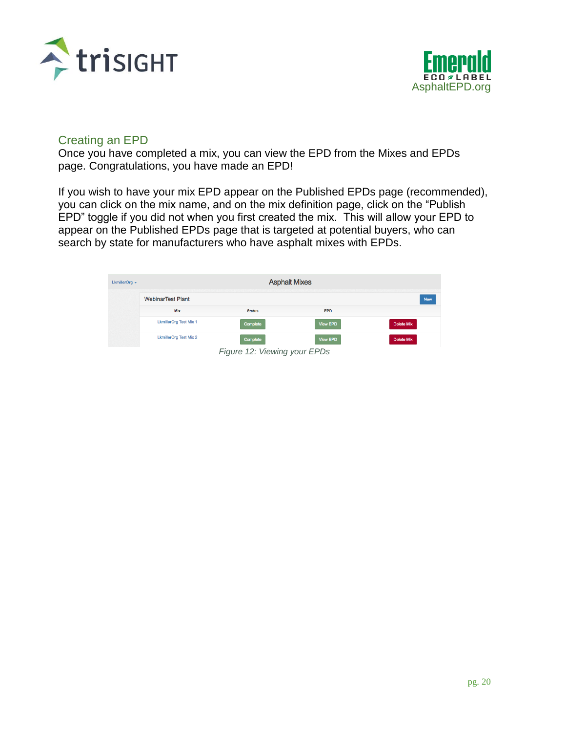## Creating an EPD

Once you have completed a mix, you can view the EPD from the Mixes and EPDs page. Congratulations, you have made an EPD!

If you wish to have your mix EPD appear on the Published EPDs page (recommended), you can click on the mix name, and on the mix definition page, click on the “Publish EPD” toggle if you did not when you first created the mix. This will allow your EPD to appear on the Published EPDs page that is targeted at potential buyers, who can search by state for manufacturers who have asphalt mixes with EPDs.

LkmillerOrg ▾

Asphalt Mixes

WebinarTest Plant

New

| Mix | Status | EPD | |
|---|---|---|---|
| LkmillerOrg Test Mix 1 | Complete | View EPD | Delete Mix |
| LkmillerOrg Test Mix 2 | Complete | View EPD | Delete Mix |

*Figure 12: Viewing your EPDs*